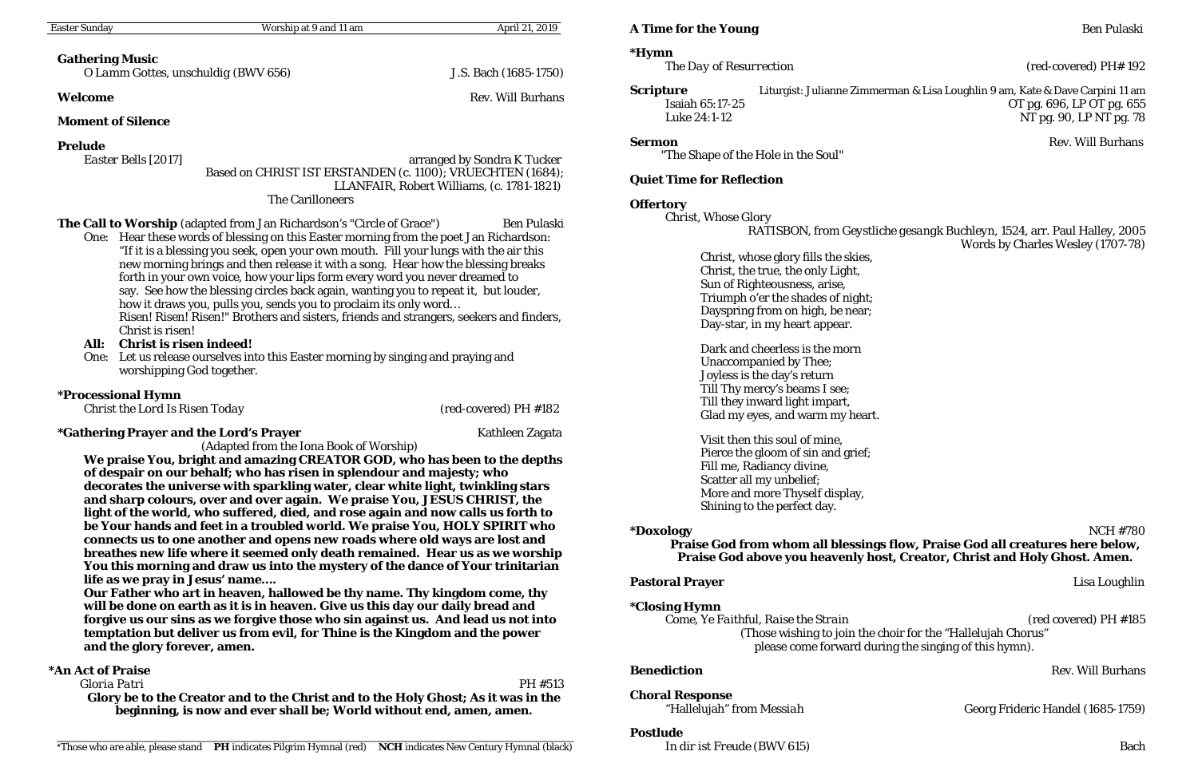Easter Sunday | Worship at 9 and 11 am | April 21, 2019

**Gathering Music**
*O Lamm Gottes, unschuldig* (BWV 656) — J.S. Bach (1685-1750)

**Welcome** — Rev. Will Burhans

**Moment of Silence**

**Prelude**
*Easter Bells* [2017] — arranged by Sondra K Tucker
Based on CHRIST IST ERSTANDEN (c. 1100); VRUECHTEN (1684); LLANFAIR, Robert Williams, (c. 1781-1821)
The Carilloneers

**The Call to Worship** (adapted from Jan Richardson's "Circle of Grace") — Ben Pulaski

One: Hear these words of blessing on this Easter morning from the poet Jan Richardson: "If it is a blessing you seek, open your own mouth. Fill your lungs with the air this new morning brings and then release it with a song. Hear how the blessing breaks forth in your own voice, how your lips form every word you never dreamed to say. See how the blessing circles back again, wanting you to repeat it, but louder, how it draws you, pulls you, sends you to proclaim its only word… Risen! Risen! Risen!" Brothers and sisters, friends and strangers, seekers and finders, Christ is risen!

**All: Christ is risen indeed!**

One: Let us release ourselves into this Easter morning by singing and praying and worshipping God together.

**\*Processional Hymn**
*Christ the Lord Is Risen Today* — (red-covered) PH #182

**\*Gathering Prayer and the Lord's Prayer** — Kathleen Zagata
(Adapted from the Iona Book of Worship)

**We praise You, bright and amazing CREATOR GOD, who has been to the depths of despair on our behalf; who has risen in splendour and majesty; who decorates the universe with sparkling water, clear white light, twinkling stars and sharp colours, over and over again. We praise You, JESUS CHRIST, the light of the world, who suffered, died, and rose again and now calls us forth to be Your hands and feet in a troubled world. We praise You, HOLY SPIRIT who connects us to one another and opens new roads where old ways are lost and breathes new life where it seemed only death remained. Hear us as we worship You this morning and draw us into the mystery of the dance of Your trinitarian life as we pray in Jesus' name....**

**Our Father who art in heaven, hallowed be thy name. Thy kingdom come, thy will be done on earth as it is in heaven. Give us this day our daily bread and forgive us our sins as we forgive those who sin against us. And lead us not into temptation but deliver us from evil, for Thine is the Kingdom and the power and the glory forever, amen.**

**\*An Act of Praise**
*Gloria Patri* — PH #513

**Glory be to the Creator and to the Christ and to the Holy Ghost; As it was in the beginning, is now and ever shall be; World without end, amen, amen.**

\*Those who are able, please stand **PH** indicates Pilgrim Hymnal (red) **NCH** indicates New Century Hymnal (black)

**A Time for the Young** — Ben Pulaski

**\*Hymn**
*The Day of Resurrection* — (red-covered) PH# 192

**Scripture** — Liturgist: Julianne Zimmerman & Lisa Loughlin 9 am, Kate & Dave Carpini 11 am
Isaiah 65:17-25 — OT pg. 696, LP OT pg. 655
Luke 24:1-12 — NT pg. 90, LP NT pg. 78

**Sermon** — Rev. Will Burhans
"The Shape of the Hole in the Soul"

**Quiet Time for Reflection**

**Offertory**
*Christ, Whose Glory*
RATISBON, from *Geystliche gesangk Buchleyn*, 1524, arr. Paul Halley, 2005
Words by Charles Wesley (1707-78)

Christ, whose glory fills the skies,
Christ, the true, the only Light,
Sun of Righteousness, arise,
Triumph o'er the shades of night;
Dayspring from on high, be near;
Day-star, in my heart appear.

Dark and cheerless is the morn
Unaccompanied by Thee;
Joyless is the day's return
Till Thy mercy's beams I see;
Till they inward light impart,
Glad my eyes, and warm my heart.

Visit then this soul of mine,
Pierce the gloom of sin and grief;
Fill me, Radiancy divine,
Scatter all my unbelief;
More and more Thyself display,
Shining to the perfect day.

**\*Doxology** — NCH #780

**Praise God from whom all blessings flow, Praise God all creatures here below, Praise God above you heavenly host, Creator, Christ and Holy Ghost. Amen.**

**Pastoral Prayer** — Lisa Loughlin

**\*Closing Hymn**
*Come, Ye Faithful, Raise the Strain* — (red covered) PH #185
(Those wishing to join the choir for the "Hallelujah Chorus" please come forward during the singing of this hymn).

**Benediction** — Rev. Will Burhans

**Choral Response**
"Hallelujah" from *Messiah* — Georg Frideric Handel (1685-1759)

**Postlude**
*In dir ist Freude* (BWV 615) — Bach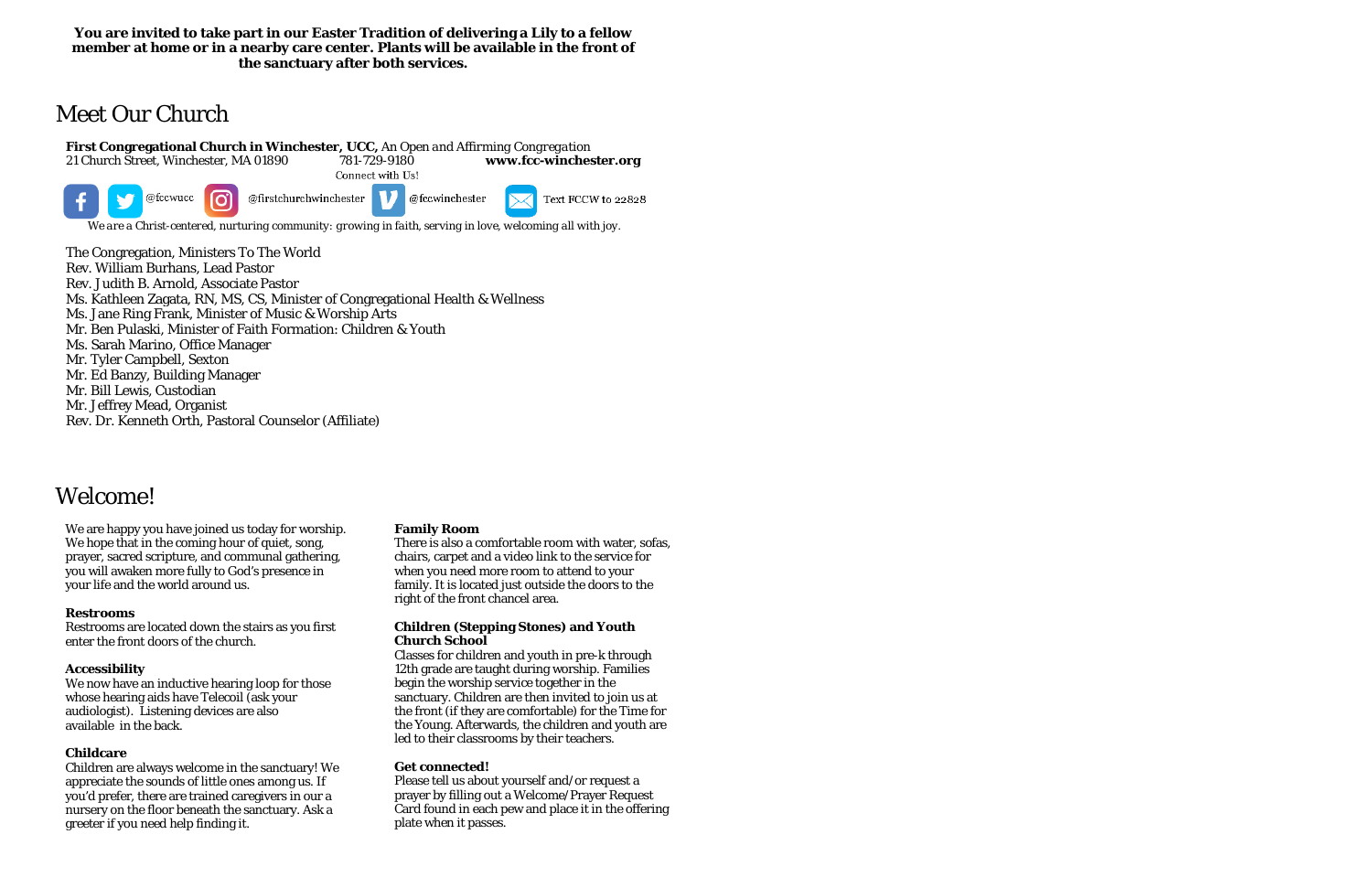**You are invited to take part in our Easter Tradition of delivering a Lily to a fellow member at home or in a nearby care center. Plants will be available in the front of the sanctuary after both services.**

# Meet Our Church

**First Congregational Church in Winchester, UCC,** *An Open and Affirming Congregation*
21 Church Street, Winchester, MA 01890 781-729-9180 **www.fcc-winchester.org**

Connect with Us!

@fccwucc @firstchurchwinchester @fccwinchester Text FCCW to 22828

*We are a Christ-centered, nurturing community: growing in faith, serving in love, welcoming all with joy.*

The Congregation, Ministers To The World
Rev. William Burhans, Lead Pastor
Rev. Judith B. Arnold, Associate Pastor
Ms. Kathleen Zagata, RN, MS, CS, Minister of Congregational Health & Wellness
Ms. Jane Ring Frank, Minister of Music & Worship Arts
Mr. Ben Pulaski, Minister of Faith Formation: Children & Youth
Ms. Sarah Marino, Office Manager
Mr. Tyler Campbell, Sexton
Mr. Ed Banzy, Building Manager
Mr. Bill Lewis, Custodian
Mr. Jeffrey Mead, Organist
Rev. Dr. Kenneth Orth, Pastoral Counselor (Affiliate)

# Welcome!

We are happy you have joined us today for worship. We hope that in the coming hour of quiet, song, prayer, sacred scripture, and communal gathering, you will awaken more fully to God's presence in your life and the world around us.

**Restrooms**
Restrooms are located down the stairs as you first enter the front doors of the church.

**Accessibility**
We now have an inductive hearing loop for those whose hearing aids have Telecoil (ask your audiologist). Listening devices are also available in the back.

**Childcare**
Children are always welcome in the sanctuary! We appreciate the sounds of little ones among us. If you'd prefer, there are trained caregivers in our a nursery on the floor beneath the sanctuary. Ask a greeter if you need help finding it.

**Family Room**
There is also a comfortable room with water, sofas, chairs, carpet and a video link to the service for when you need more room to attend to your family. It is located just outside the doors to the right of the front chancel area.

**Children (Stepping Stones) and Youth Church School**
Classes for children and youth in pre-k through 12th grade are taught during worship. Families begin the worship service together in the sanctuary. Children are then invited to join us at the front (if they are comfortable) for the Time for the Young. Afterwards, the children and youth are led to their classrooms by their teachers.

**Get connected!**
Please tell us about yourself and/or request a prayer by filling out a Welcome/Prayer Request Card found in each pew and place it in the offering plate when it passes.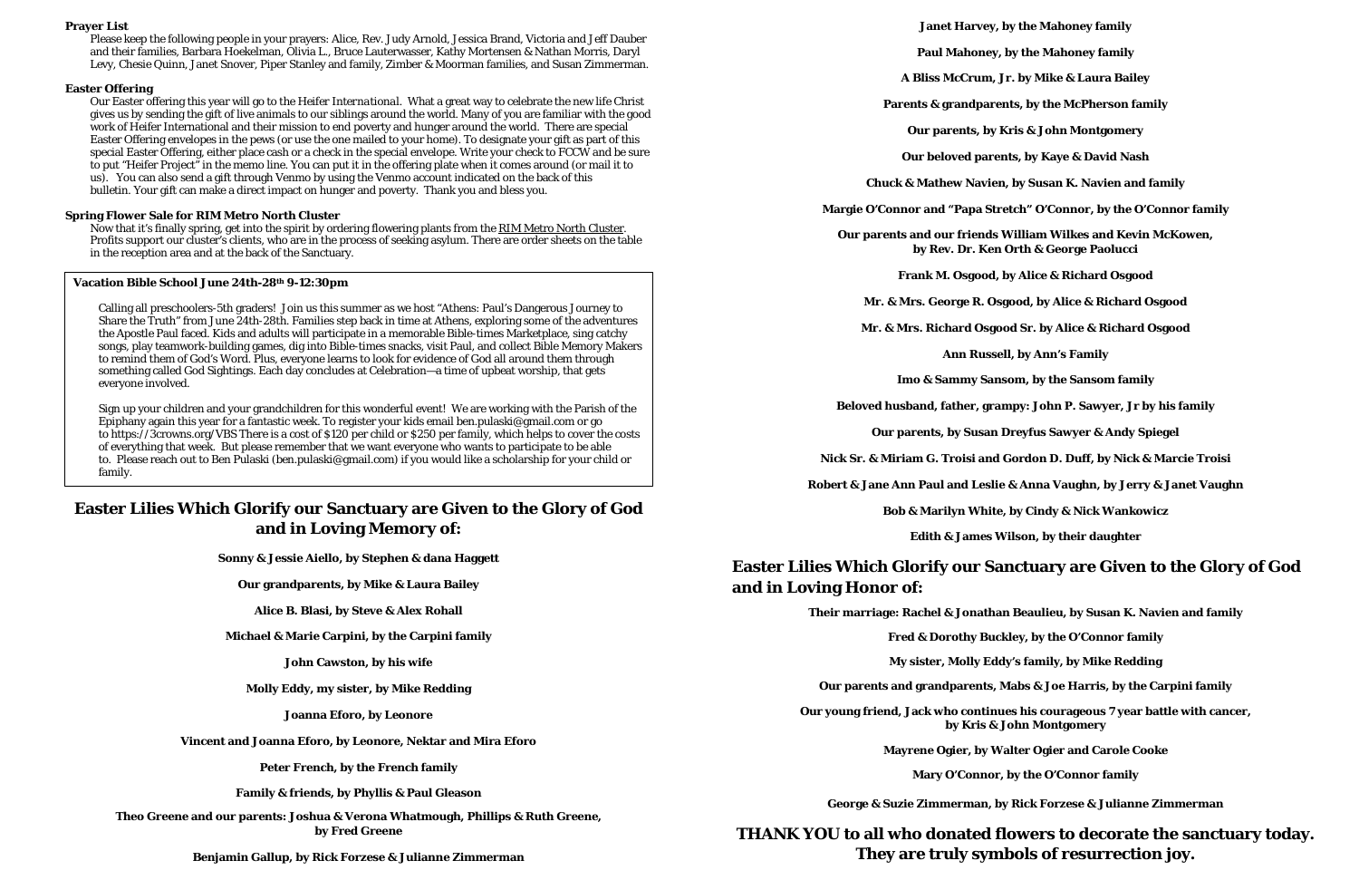**Prayer List**

Please keep the following people in your prayers: Alice, Rev. Judy Arnold, Jessica Brand, Victoria and Jeff Dauber and their families, Barbara Hoekelman, Olivia L., Bruce Lauterwasser, Kathy Mortensen & Nathan Morris, Daryl Levy, Chesie Quinn, Janet Snover, Piper Stanley and family, Zimber & Moorman families, and Susan Zimmerman.

**Easter Offering**

Our Easter offering this year will go to the Heifer *International*. What a great way to celebrate the new life Christ gives us by sending the gift of live animals to our siblings around the world. Many of you are familiar with the good work of Heifer International and their mission to end poverty and hunger around the world. There are special Easter Offering envelopes in the pews (or use the one mailed to your home). To designate your gift as part of this special Easter Offering, either place cash or a check in the special envelope. Write your check to FCCW and be sure to put "Heifer Project" in the memo line. You can put it in the offering plate when it comes around (or mail it to us). You can also send a gift through Venmo by using the Venmo account indicated on the back of this bulletin. Your gift can make a direct impact on hunger and poverty. Thank you and bless you.

**Spring Flower Sale for RIM Metro North Cluster**

Now that it's finally spring, get into the spirit by ordering flowering plants from the RIM Metro North Cluster. Profits support our cluster's clients, who are in the process of seeking asylum. There are order sheets on the table in the reception area and at the back of the Sanctuary.

**Vacation Bible School June 24th-28th 9-12:30pm**

Calling all preschoolers-5th graders! Join us this summer as we host "Athens: Paul's Dangerous Journey to Share the Truth" from June 24th-28th. Families step back in time at Athens, exploring some of the adventures the Apostle Paul faced. Kids and adults will participate in a memorable Bible-times Marketplace, sing catchy songs, play teamwork-building games, dig into Bible-times snacks, visit Paul, and collect Bible Memory Makers to remind them of God's Word. Plus, everyone learns to look for evidence of God all around them through something called God Sightings. Each day concludes at Celebration—a time of upbeat worship, that gets everyone involved.

Sign up your children and your grandchildren for this wonderful event! We are working with the Parish of the Epiphany again this year for a fantastic week. To register your kids email ben.pulaski@gmail.com or go to https://3crowns.org/VBS There is a cost of $120 per child or $250 per family, which helps to cover the costs of everything that week. But please remember that we want everyone who wants to participate to be able to. Please reach out to Ben Pulaski (ben.pulaski@gmail.com) if you would like a scholarship for your child or family.

## Easter Lilies Which Glorify our Sanctuary are Given to the Glory of God and in Loving Memory of:

**Sonny & Jessie Aiello, by Stephen & dana Haggett**

**Our grandparents, by Mike & Laura Bailey**

**Alice B. Blasi, by Steve & Alex Rohall**

**Michael & Marie Carpini, by the Carpini family**

**John Cawston, by his wife**

**Molly Eddy, my sister, by Mike Redding**

**Joanna Eforo, by Leonore**

**Vincent and Joanna Eforo, by Leonore, Nektar and Mira Eforo**

**Peter French, by the French family**

**Family & friends, by Phyllis & Paul Gleason**

**Theo Greene and our parents: Joshua & Verona Whatmough, Phillips & Ruth Greene, by Fred Greene**

**Benjamin Gallup, by Rick Forzese & Julianne Zimmerman**

**Janet Harvey, by the Mahoney family**

**Paul Mahoney, by the Mahoney family**

**A Bliss McCrum, Jr. by Mike & Laura Bailey**

**Parents & grandparents, by the McPherson family**

**Our parents, by Kris & John Montgomery**

**Our beloved parents, by Kaye & David Nash**

**Chuck & Mathew Navien, by Susan K. Navien and family**

**Margie O'Connor and "Papa Stretch" O'Connor, by the O'Connor family**

**Our parents and our friends William Wilkes and Kevin McKowen, by Rev. Dr. Ken Orth & George Paolucci**

**Frank M. Osgood, by Alice & Richard Osgood**

**Mr. & Mrs. George R. Osgood, by Alice & Richard Osgood**

**Mr. & Mrs. Richard Osgood Sr. by Alice & Richard Osgood**

**Ann Russell, by Ann's Family**

**Imo & Sammy Sansom, by the Sansom family**

**Beloved husband, father, grampy: John P. Sawyer, Jr by his family**

**Our parents, by Susan Dreyfus Sawyer & Andy Spiegel**

**Nick Sr. & Miriam G. Troisi and Gordon D. Duff, by Nick & Marcie Troisi**

**Robert & Jane Ann Paul and Leslie & Anna Vaughn, by Jerry & Janet Vaughn**

**Bob & Marilyn White, by Cindy & Nick Wankowicz**

**Edith & James Wilson, by their daughter**

## Easter Lilies Which Glorify our Sanctuary are Given to the Glory of God and in Loving Honor of:

**Their marriage: Rachel & Jonathan Beaulieu, by Susan K. Navien and family**

**Fred & Dorothy Buckley, by the O'Connor family**

**My sister, Molly Eddy's family, by Mike Redding**

**Our parents and grandparents, Mabs & Joe Harris, by the Carpini family**

**Our young friend, Jack who continues his courageous 7 year battle with cancer, by Kris & John Montgomery**

**Mayrene Ogier, by Walter Ogier and Carole Cooke**

**Mary O'Connor, by the O'Connor family**

**George & Suzie Zimmerman, by Rick Forzese & Julianne Zimmerman**

## THANK YOU to all who donated flowers to decorate the sanctuary today. They are truly symbols of resurrection joy.